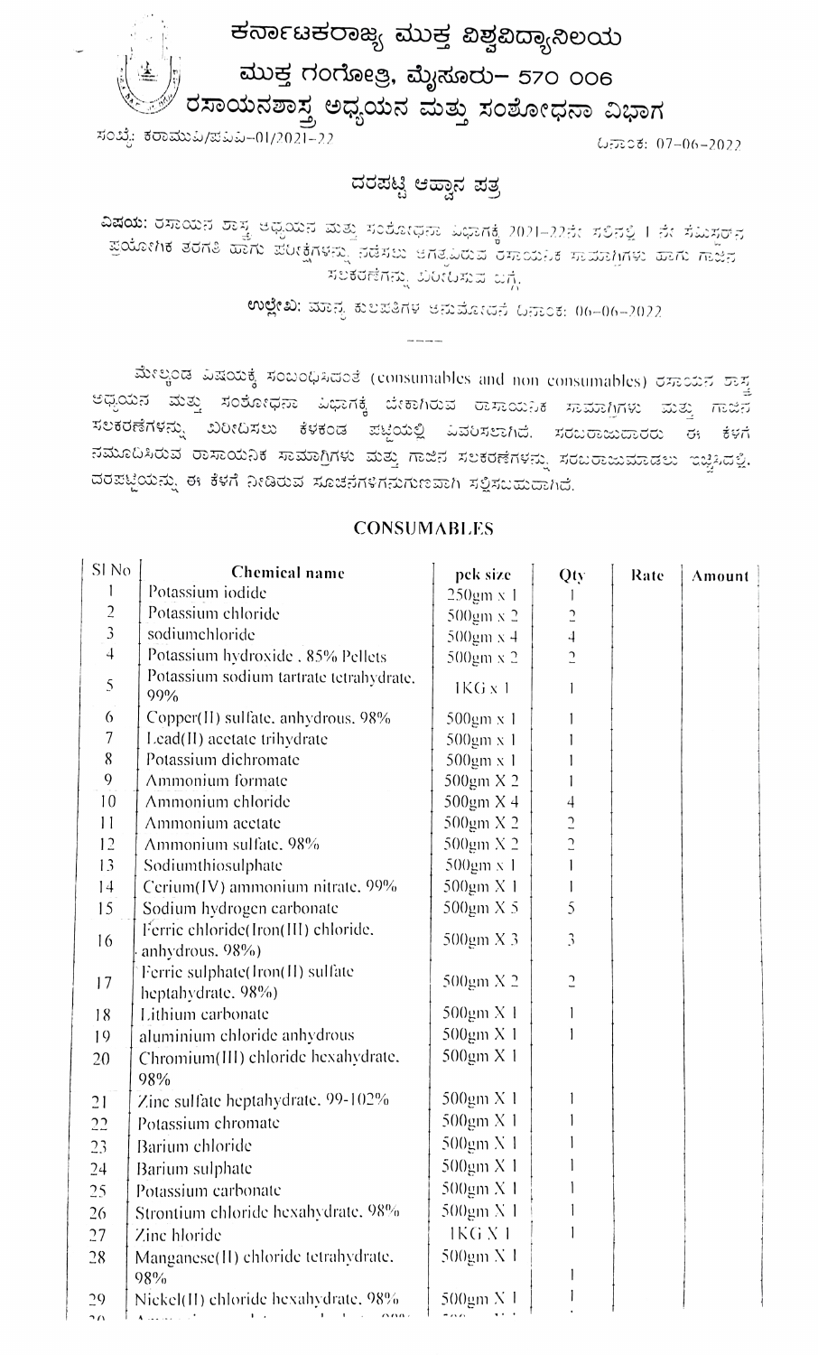# ಕರ್ನಾಟಕರಾಜ್ಯ ಮುಕ್ತ ವಿಶ್ವವಿದ್ಯಾನಿಲಯ

## ಮುಕ್ತ ಗಂಗೋತ್ರಿ, ಮೈಸೂರು– 570 006

## ರಸಾಯನಶಾಸ್ತ್ರ ಅಧ್ಯಯನ ಮತ್ತು ಸಂಶೋಧನಾ ವಿಭಾಗ

ಸಂಖ್ಯೆ: ಕರಾಮುವಿ/ಪವಿ–01/2021–22

ದಿನಾಂಕ: 07-06-2022

### ದರಪಟ್ಟಿ ಆಹ್ವಾನ ಪತ್ರ

**ವಿಷಯ:** ರಸಾಯನ ಶಾಸ್ತ್ರ ಅಧ್ಯಯನ ಮತ್ತು ಸಂಶೋಧನಾ ವಿಭಾಗಕ್ಕೆ 2021–22ನೇ ಸಾಲಿನಲ್ಲಿ I ನೇ ಸೆಮಿಸ್ಟರ್‌ನ ಪ್ರಯೋಗಿಕ ತರಗತಿ ಹಾಗು ಪರೀಕ್ಷೆಗಳನ್ನು ನಡೆಸಲು ಅಗತ್ಯವಿರುವ ರಾಸಾಯನಿಕ ಸಾಮಾಗ್ರಿಗಳು ಹಾಗು ಗಾಜಿನ ಸಲಕರಣೆಗಳನ್ನು ಖರೀದಿಸುವ ಬಗ್ಗೆ.

**ಉಲ್ಲೇಖ:** ಮಾನ್ಯ ಕುಲಪತಿಗಳ ಅನುಮೋದನೆ ದಿನಾಂಕ: 06-06-2022

----

ಮೇಲ್ಕಂಡ ವಿಷಯಕ್ಕೆ ಸಂಬಂಧಿಸಿದಂತೆ (consumables and non consumables) ರಸಾಯನ ಶಾಸ್ತ್ರ ಅಧ್ಯಯನ ಮತ್ತು ಸಂಶೋಧನಾ ವಿಭಾಗಕ್ಕೆ ಬೇಕಾಗಿರುವ ರಾಸಾಯನಿಕ ಸಾಮಾಗ್ರಿಗಳು ಮತ್ತು ಗಾಜಿನ ಸಲಕರಣೆಗಳನ್ನು ಖರೀದಿಸಲು ಕೆಳಕಂಡ ಪಟ್ಟಿಯಲ್ಲಿ ವಿವರಿಸಲಾಗಿದೆ. ಸರಬರಾಜುದಾರರು ಈ ಕೆಳಗೆ ನಮೂದಿಸಿರುವ ರಾಸಾಯನಿಕ ಸಾಮಾಗ್ರಿಗಳು ಮತ್ತು ಗಾಜಿನ ಸಲಕರಣೆಗಳನ್ನು ಸರಬರಾಜುಮಾಡಲು ಇಚ್ಛಿಸಿದಲ್ಲಿ, ದರಪಟ್ಟಿಯನ್ನು ಈ ಕೆಳಗೆ ನೀಡಿರುವ ಸೂಚನೆಗಳಿಗನುಗುಣವಾಗಿ ಸಲ್ಲಿಸಬಹುದಾಗಿದೆ.

### CONSUMABLES

| Sl No | Chemical name | pck size | Qty | Rate | Amount |
|---|---|---|---|---|---|
| 1 | Potassium iodide | 250gm x 1 | 1 | | |
| 2 | Potassium chloride | 500gm x 2 | 2 | | |
| 3 | sodiumchloride | 500gm x 4 | 4 | | |
| 4 | Potassium hydroxide , 85% Pellets | 500gm x 2 | 2 | | |
| 5 | Potassium sodium tartrate tetrahydrate, 99% | 1KG x 1 | 1 | | |
| 6 | Copper(II) sulfate, anhydrous, 98% | 500gm x 1 | 1 | | |
| 7 | Lead(II) acetate trihydrate | 500gm x 1 | 1 | | |
| 8 | Potassium dichromate | 500gm x 1 | 1 | | |
| 9 | Ammonium formate | 500gm X 2 | 1 | | |
| 10 | Ammonium chloride | 500gm X 4 | 4 | | |
| 11 | Ammonium acetate | 500gm X 2 | 2 | | |
| 12 | Ammonium sulfate, 98% | 500gm X 2 | 2 | | |
| 13 | Sodiumthiosulphate | 500gm x 1 | 1 | | |
| 14 | Cerium(IV) ammonium nitrate, 99% | 500gm X 1 | 1 | | |
| 15 | Sodium hydrogen carbonate | 500gm X 5 | 5 | | |
| 16 | Ferric chloride(Iron(III) chloride, anhydrous, 98%) | 500gm X 3 | 3 | | |
| 17 | Ferric sulphate(Iron(II) sulfate heptahydrate, 98%) | 500gm X 2 | 2 | | |
| 18 | Lithium carbonate | 500gm X 1 | 1 | | |
| 19 | aluminium chloride anhydrous | 500gm X 1 | 1 | | |
| 20 | Chromium(III) chloride hexahydrate, 98% | 500gm X 1 | | | |
| 21 | Zinc sulfate heptahydrate, 99-102% | 500gm X 1 | 1 | | |
| 22 | Potassium chromate | 500gm X 1 | 1 | | |
| 23 | Barium chloride | 500gm X 1 | 1 | | |
| 24 | Barium sulphate | 500gm X 1 | 1 | | |
| 25 | Potassium carbonate | 500gm X 1 | 1 | | |
| 26 | Strontium chloride hexahydrate, 98% | 500gm X 1 | 1 | | |
| 27 | Zinc hloride | 1KG X 1 | 1 | | |
| 28 | Manganese(II) chloride tetrahydrate, 98% | 500gm X 1 | 1 | | |
| 29 | Nickel(II) chloride hexahydrate, 98% | 500gm X 1 | 1 | | |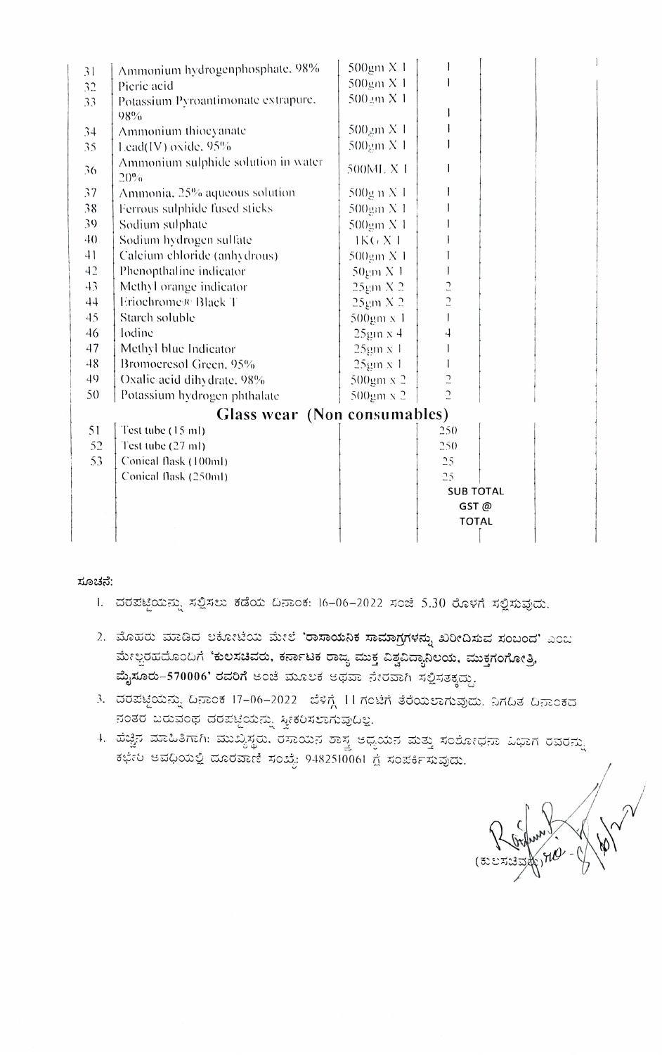| | | | | | |
|---|---|---|---|---|---|
| 31 | Ammonium hydrogenphosphate, 98% | 500gm X 1 | 1 | | |
| 32 | Picric acid | 500gm X 1 | 1 | | |
| 33 | Potassium Pyroantimonate extrapure, 98% | 500gm X 1 | 1 | | |
| 34 | Ammonium thiocyanate | 500gm X 1 | 1 | | |
| 35 | Lead(IV) oxide, 95% | 500gm X 1 | 1 | | |
| 36 | Ammonium sulphide solution in water 20% | 500ML X 1 | 1 | | |
| 37 | Ammonia, 25% aqueous solution | 500gm X 1 | 1 | | |
| 38 | Ferrous sulphide fused sticks | 500gm X 1 | 1 | | |
| 39 | Sodium sulphate | 500gm X 1 | 1 | | |
| 40 | Sodium hydrogen sulfate | 1KG X 1 | 1 | | |
| 41 | Calcium chloride (anhydrous) | 500gm X 1 | 1 | | |
| 42 | Phenopthaline indicator | 50gm X 1 | 1 | | |
| 43 | Methyl orange indicator | 25gm X 2 | 2 | | |
| 44 | Eriochrome® Black T | 25gm X 2 | 2 | | |
| 45 | Starch soluble | 500gm x 1 | 1 | | |
| 46 | Iodine | 25gm x 4 | 4 | | |
| 47 | Methyl blue Indicator | 25gm x 1 | 1 | | |
| 48 | Bromocresol Green, 95% | 25gm x 1 | 1 | | |
| 49 | Oxalic acid dihydrate, 98% | 500gm x 2 | 2 | | |
| 50 | Potassium hydrogen phthalate | 500gm x 2 | 2 | | |
| | **Glass wear (Non consumables)** | | | | |
| 51 | Test tube (15 ml) | | 250 | | |
| 52 | Test tube (27 ml) | | 250 | | |
| 53 | Conical flask (100ml) | | 25 | | |
| | Conical flask (250ml) | | 25 | | |
| | | | **SUB TOTAL** | | |
| | | | **GST @** | | |
| | | | **TOTAL** | | |

**ಸೂಚನೆ:**

1. ದರಪಟ್ಟಿಯನ್ನು ಸಲ್ಲಿಸಲು ಕಡೆಯ ದಿನಾಂಕ: 16-06-2022 ಸಂಜೆ 5.30 ರೊಳಗೆ ಸಲ್ಲಿಸುವುದು.
2. ಮೊಹರು ಮಾಡಿದ ಲಕೋಟೆಯ ಮೇಲೆ **'ರಾಸಾಯನಿಕ ಸಾಮಾಗ್ರಿಗಳನ್ನು ಖರೀದಿಸುವ ಸಂಬಂದ'** ಎಂಬ ಮೇಲ್ಬರಹದೊಂದಿಗೆ **'ಕುಲಸಚಿವರು, ಕರ್ನಾಟಕ ರಾಜ್ಯ ಮುಕ್ತ ವಿಶ್ವವಿದ್ಯಾನಿಲಯ, ಮುಕ್ತಗಂಗೋತ್ರಿ, ಮೈಸೂರು-570006'** ರವರಿಗೆ ಅಂಚೆ ಮೂಲಕ ಅಥವಾ ನೇರವಾಗಿ ಸಲ್ಲಿಸತಕ್ಕದ್ದು.
3. ದರಪಟ್ಟಿಯನ್ನು ದಿನಾಂಕ 17-06-2022 ಬೆಳಿಗ್ಗೆ 11 ಗಂಟೆಗೆ ತೆರೆಯಲಾಗುವುದು. ನಿಗದಿತ ದಿನಾಂಕದ ನಂತರ ಬರುವಂಥ ದರಪಟ್ಟಿಯನ್ನು ಸ್ವೀಕರಿಸಲಾಗುವುದಿಲ್ಲ.
4. ಹೆಚ್ಚಿನ ಮಾಹಿತಿಗಾಗಿ: ಮುಖ್ಯಸ್ಥರು, ರಸಾಯನ ಶಾಸ್ತ್ರ ಅಧ್ಯಯನ ಮತ್ತು ಸಂಶೋಧನಾ ವಿಭಾಗ ರವರನ್ನು ಕಛೇರಿ ಅವಧಿಯಲ್ಲಿ ದೂರವಾಣಿ ಸಂಖ್ಯೆ: 9482510061 ಗೆ ಸಂಪರ್ಕಿಸುವುದು.

(ಕುಲಸಚಿವರು)